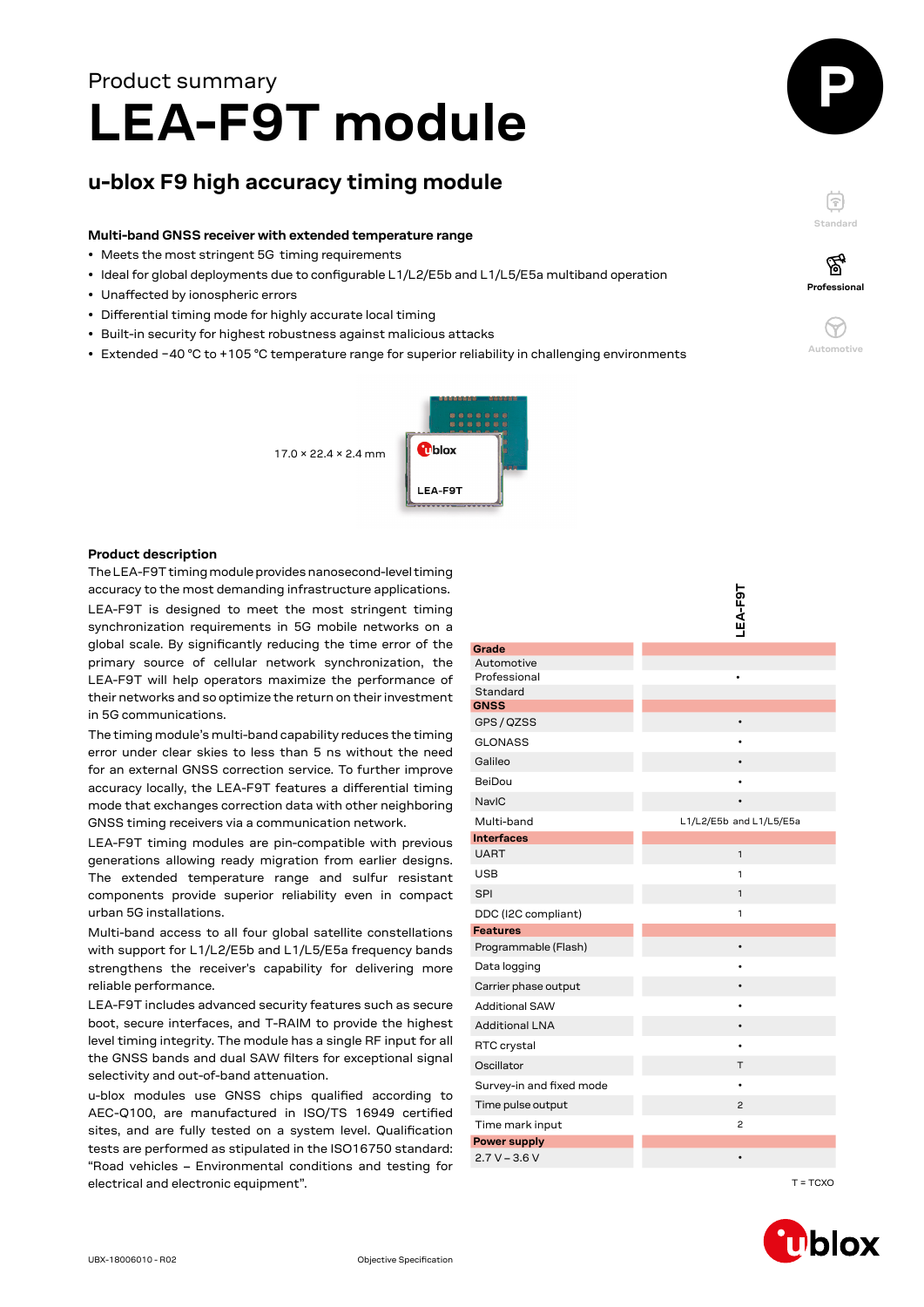Product summary

# LEA-F9T module

## u-blox F9 high accuracy timing module

### Multi-band GNSS receiver with extended temperature range

- Meets the most stringent 5G timing requirements
- Ideal for global deployments due to configurable L1/L2/E5b and L1/L5/E5a multiband operation
- Unaffected by ionospheric errors
- Differential timing mode for highly accurate local timing
- Built-in security for highest robustness against malicious attacks
- Extended −40 °C to +105 °C temperature range for superior reliability in challenging environments

Standard | **Professional** | Automotive

17.0 × 22.4 × 2.4 mm

### Product description

The LEA-F9T timing module provides nanosecond-level timing accuracy to the most demanding infrastructure applications.

LEA-F9T is designed to meet the most stringent timing synchronization requirements in 5G mobile networks on a global scale. By significantly reducing the time error of the primary source of cellular network synchronization, the LEA-F9T will help operators maximize the performance of their networks and so optimize the return on their investment in 5G communications.

The timing module's multi-band capability reduces the timing error under clear skies to less than 5 ns without the need for an external GNSS correction service. To further improve accuracy locally, the LEA-F9T features a differential timing mode that exchanges correction data with other neighboring GNSS timing receivers via a communication network.

LEA-F9T timing modules are pin-compatible with previous generations allowing ready migration from earlier designs. The extended temperature range and sulfur resistant components provide superior reliability even in compact urban 5G installations.

Multi-band access to all four global satellite constellations with support for L1/L2/E5b and L1/L5/E5a frequency bands strengthens the receiver's capability for delivering more reliable performance.

LEA-F9T includes advanced security features such as secure boot, secure interfaces, and T-RAIM to provide the highest level timing integrity. The module has a single RF input for all the GNSS bands and dual SAW filters for exceptional signal selectivity and out-of-band attenuation.

u-blox modules use GNSS chips qualified according to AEC-Q100, are manufactured in ISO/TS 16949 certified sites, and are fully tested on a system level. Qualification tests are performed as stipulated in the ISO16750 standard: "Road vehicles – Environmental conditions and testing for electrical and electronic equipment".

| | LEA-F9T |
|---|---|
| **Grade** | |
| Automotive | |
| Professional | • |
| Standard | |
| **GNSS** | |
| GPS / QZSS | • |
| GLONASS | • |
| Galileo | • |
| BeiDou | • |
| NavIC | • |
| Multi-band | L1/L2/E5b and L1/L5/E5a |
| **Interfaces** | |
| UART | 1 |
| USB | 1 |
| SPI | 1 |
| DDC (I2C compliant) | 1 |
| **Features** | |
| Programmable (Flash) | • |
| Data logging | • |
| Carrier phase output | • |
| Additional SAW | • |
| Additional LNA | • |
| RTC crystal | • |
| Oscillator | T |
| Survey-in and fixed mode | • |
| Time pulse output | 2 |
| Time mark input | 2 |
| **Power supply** | |
| 2.7 V – 3.6 V | • |

T = TCXO

UBX-18006010 - R02

Objective Specification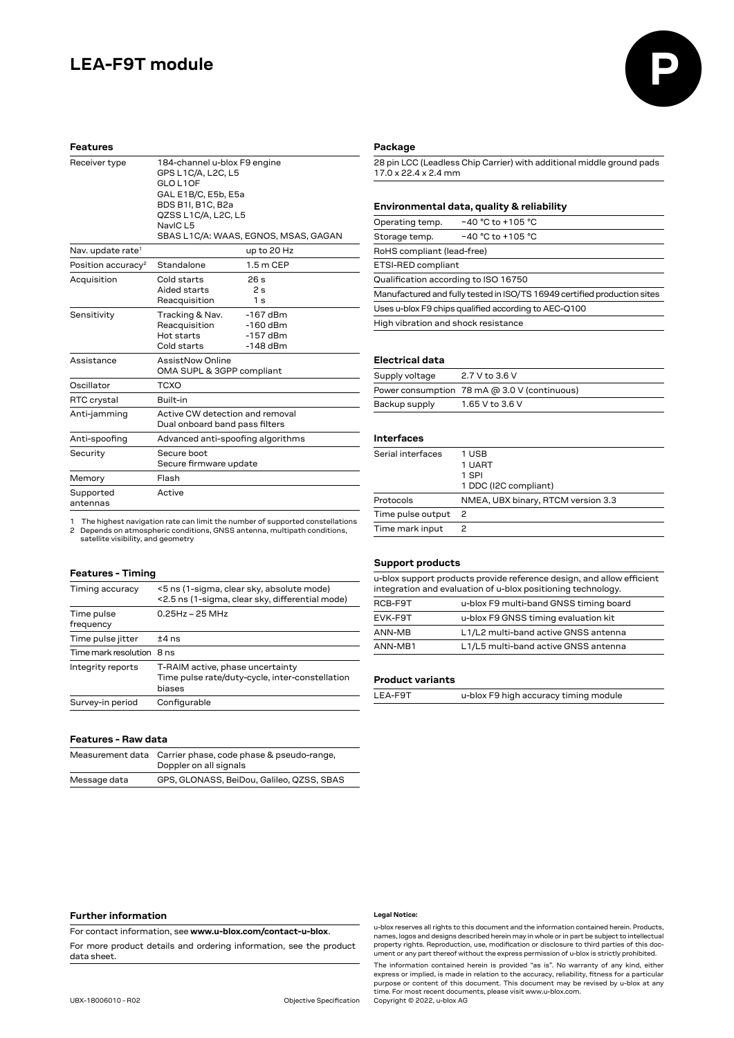# LEA-F9T module

P

### Features

| | | |
|---|---|---|
| Receiver type | 184-channel u-blox F9 engine<br>GPS L1C/A, L2C, L5<br>GLO L1OF<br>GAL E1B/C, E5b, E5a<br>BDS B1I, B1C, B2a<br>QZSS L1C/A, L2C, L5<br>NavIC L5<br>SBAS L1C/A: WAAS, EGNOS, MSAS, GAGAN | |
| Nav. update rate[1] | | up to 20 Hz |
| Position accuracy[2] | Standalone | 1.5 m CEP |
| Acquisition | Cold starts<br>Aided starts<br>Reacquisition | 26 s<br>2 s<br>1 s |
| Sensitivity | Tracking & Nav.<br>Reacquisition<br>Hot starts<br>Cold starts | -167 dBm<br>-160 dBm<br>-157 dBm<br>-148 dBm |
| Assistance | AssistNow Online<br>OMA SUPL & 3GPP compliant | |
| Oscillator | TCXO | |
| RTC crystal | Built-in | |
| Anti-jamming | Active CW detection and removal<br>Dual onboard band pass filters | |
| Anti-spoofing | Advanced anti-spoofing algorithms | |
| Security | Secure boot<br>Secure firmware update | |
| Memory | Flash | |
| Supported antennas | Active | |

1 The highest navigation rate can limit the number of supported constellations
2 Depends on atmospheric conditions, GNSS antenna, multipath conditions, satellite visibility, and geometry

### Features - Timing

| | |
|---|---|
| Timing accuracy | <5 ns (1-sigma, clear sky, absolute mode)<br><2.5 ns (1-sigma, clear sky, differential mode) |
| Time pulse frequency | 0.25Hz – 25 MHz |
| Time pulse jitter | ±4 ns |
| Time mark resolution | 8 ns |
| Integrity reports | T-RAIM active, phase uncertainty<br>Time pulse rate/duty-cycle, inter-constellation biases |
| Survey-in period | Configurable |

### Features - Raw data

| | |
|---|---|
| Measurement data | Carrier phase, code phase & pseudo-range, Doppler on all signals |
| Message data | GPS, GLONASS, BeiDou, Galileo, QZSS, SBAS |

### Package

28 pin LCC (Leadless Chip Carrier) with additional middle ground pads
17.0 x 22.4 x 2.4 mm

### Environmental data, quality & reliability

| | |
|---|---|
| Operating temp. | −40 °C to +105 °C |
| Storage temp. | −40 °C to +105 °C |
| RoHS compliant (lead-free) | |
| ETSI-RED compliant | |
| Qualification according to ISO 16750 | |
| Manufactured and fully tested in ISO/TS 16949 certified production sites | |
| Uses u-blox F9 chips qualified according to AEC-Q100 | |
| High vibration and shock resistance | |

### Electrical data

| | |
|---|---|
| Supply voltage | 2.7 V to 3.6 V |
| Power consumption | 78 mA @ 3.0 V (continuous) |
| Backup supply | 1.65 V to 3.6 V |

### Interfaces

| | |
|---|---|
| Serial interfaces | 1 USB<br>1 UART<br>1 SPI<br>1 DDC (I2C compliant) |
| Protocols | NMEA, UBX binary, RTCM version 3.3 |
| Time pulse output | 2 |
| Time mark input | 2 |

### Support products

u-blox support products provide reference design, and allow efficient integration and evaluation of u-blox positioning technology.

| | |
|---|---|
| RCB-F9T | u-blox F9 multi-band GNSS timing board |
| EVK-F9T | u-blox F9 GNSS timing evaluation kit |
| ANN-MB | L1/L2 multi-band active GNSS antenna |
| ANN-MB1 | L1/L5 multi-band active GNSS antenna |

### Product variants

| | |
|---|---|
| LEA-F9T | u-blox F9 high accuracy timing module |

### Further information

For contact information, see **www.u-blox.com/contact-u-blox**.

For more product details and ordering information, see the product data sheet.

**Legal Notice:**

u-blox reserves all rights to this document and the information contained herein. Products, names, logos and designs described herein may in whole or in part be subject to intellectual property rights. Reproduction, use, modification or disclosure to third parties of this document or any part thereof without the express permission of u-blox is strictly prohibited.

The information contained herein is provided "as is". No warranty of any kind, either express or implied, is made in relation to the accuracy, reliability, fitness for a particular purpose or content of this document. This document may be revised by u-blox at any time. For most recent documents, please visit www.u-blox.com.

Copyright © 2022, u-blox AG

UBX-18006010 - R02 Objective Specification